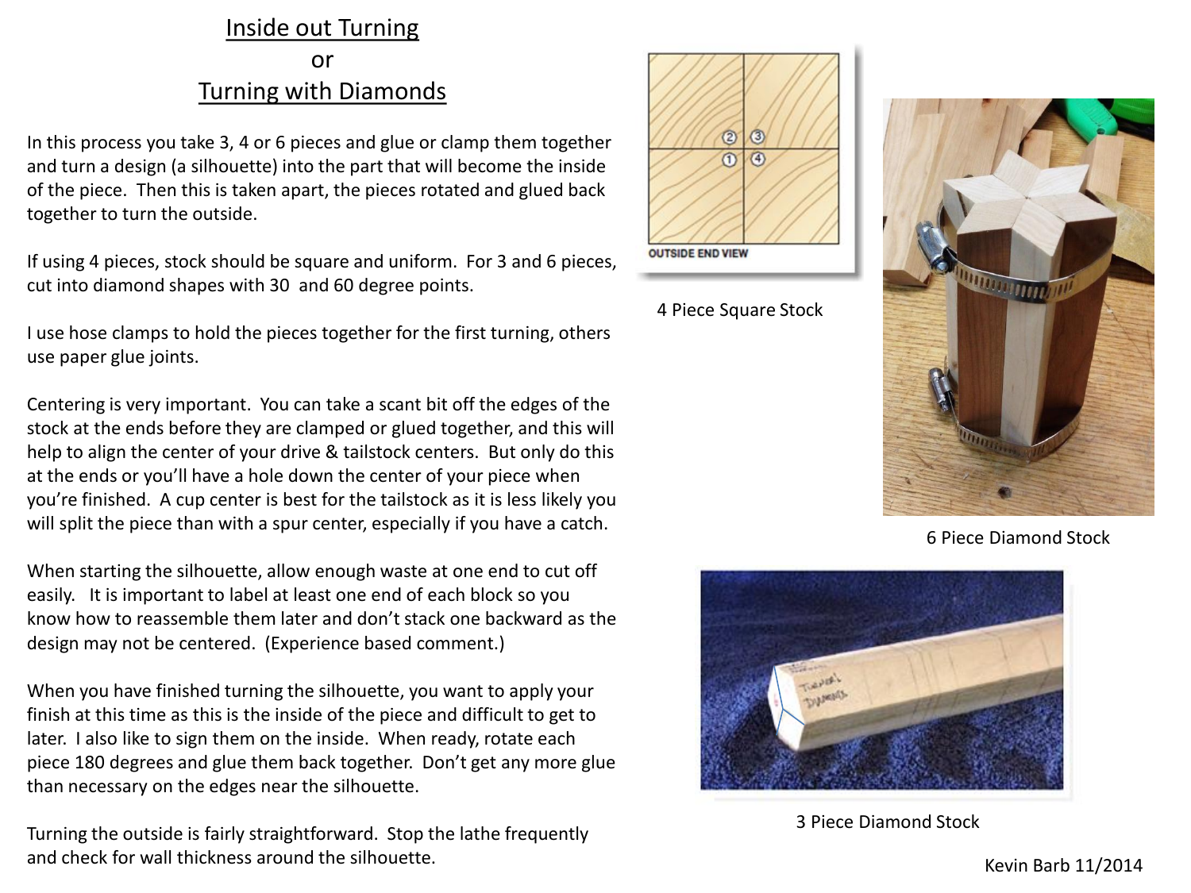# Inside out Turning
or
# Turning with Diamonds

In this process you take 3, 4 or 6 pieces and glue or clamp them together and turn a design (a silhouette) into the part that will become the inside of the piece. Then this is taken apart, the pieces rotated and glued back together to turn the outside.

If using 4 pieces, stock should be square and uniform. For 3 and 6 pieces, cut into diamond shapes with 30 and 60 degree points.

I use hose clamps to hold the pieces together for the first turning, others use paper glue joints.

Centering is very important. You can take a scant bit off the edges of the stock at the ends before they are clamped or glued together, and this will help to align the center of your drive & tailstock centers. But only do this at the ends or you'll have a hole down the center of your piece when you're finished. A cup center is best for the tailstock as it is less likely you will split the piece than with a spur center, especially if you have a catch.

When starting the silhouette, allow enough waste at one end to cut off easily. It is important to label at least one end of each block so you know how to reassemble them later and don't stack one backward as the design may not be centered. (Experience based comment.)

When you have finished turning the silhouette, you want to apply your finish at this time as this is the inside of the piece and difficult to get to later. I also like to sign them on the inside. When ready, rotate each piece 180 degrees and glue them back together. Don't get any more glue than necessary on the edges near the silhouette.

Turning the outside is fairly straightforward. Stop the lathe frequently and check for wall thickness around the silhouette.

OUTSIDE END VIEW

4 Piece Square Stock

6 Piece Diamond Stock

3 Piece Diamond Stock

Kevin Barb 11/2014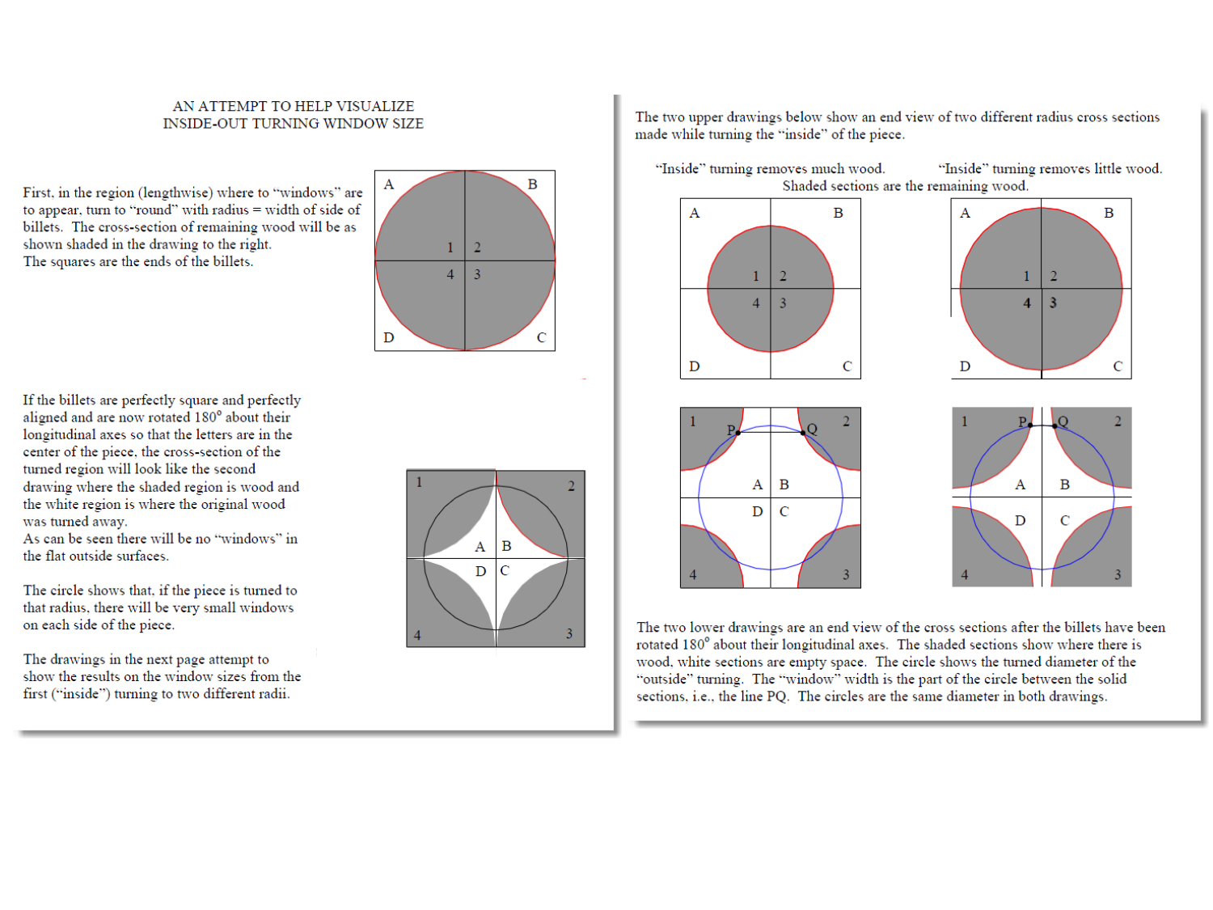# AN ATTEMPT TO HELP VISUALIZE INSIDE-OUT TURNING WINDOW SIZE

First, in the region (lengthwise) where to "windows" are to appear, turn to "round" with radius = width of side of billets. The cross-section of remaining wood will be as shown shaded in the drawing to the right. The squares are the ends of the billets.

If the billets are perfectly square and perfectly aligned and are now rotated 180° about their longitudinal axes so that the letters are in the center of the piece, the cross-section of the turned region will look like the second drawing where the shaded region is wood and the white region is where the original wood was turned away.

As can be seen there will be no "windows" in the flat outside surfaces.

The circle shows that, if the piece is turned to that radius, there will be very small windows on each side of the piece.

The drawings in the next page attempt to show the results on the window sizes from the first ("inside") turning to two different radii.

The two upper drawings below show an end view of two different radius cross sections made while turning the "inside" of the piece.

"Inside" turning removes much wood. "Inside" turning removes little wood.

Shaded sections are the remaining wood.

The two lower drawings are an end view of the cross sections after the billets have been rotated 180° about their longitudinal axes. The shaded sections show where there is wood, white sections are empty space. The circle shows the turned diameter of the "outside" turning. The "window" width is the part of the circle between the solid sections, i.e., the line PQ. The circles are the same diameter in both drawings.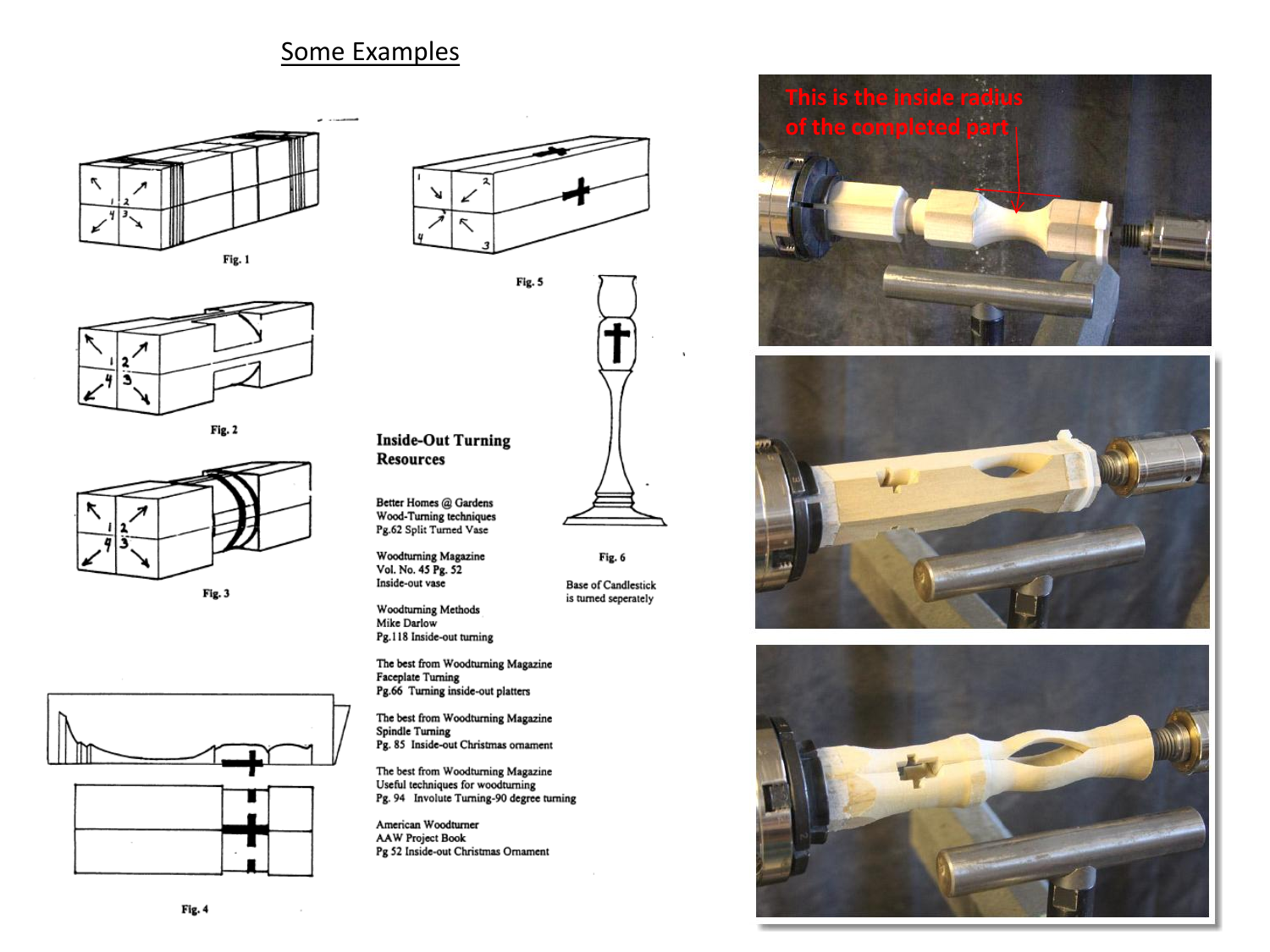## Some Examples

Fig. 1

Fig. 2

Fig. 3

Fig. 4

Fig. 5

Fig. 6

Base of Candlestick is turned seperately

### Inside-Out Turning Resources

Better Homes @ Gardens
Wood-Turning techniques
Pg.62 Split Turned Vase

Woodturning Magazine
Vol. No. 45 Pg. 52
Inside-out vase

Woodturning Methods
Mike Darlow
Pg.118 Inside-out turning

The best from Woodturning Magazine
Faceplate Turning
Pg.66 Turning inside-out platters

The best from Woodturning Magazine
Spindle Turning
Pg. 85 Inside-out Christmas ornament

The best from Woodturning Magazine
Useful techniques for woodturning
Pg. 94 Involute Turning-90 degree turning

American Woodturner
AAW Project Book
Pg 52 Inside-out Christmas Ornament

This is the inside radius of the completed part